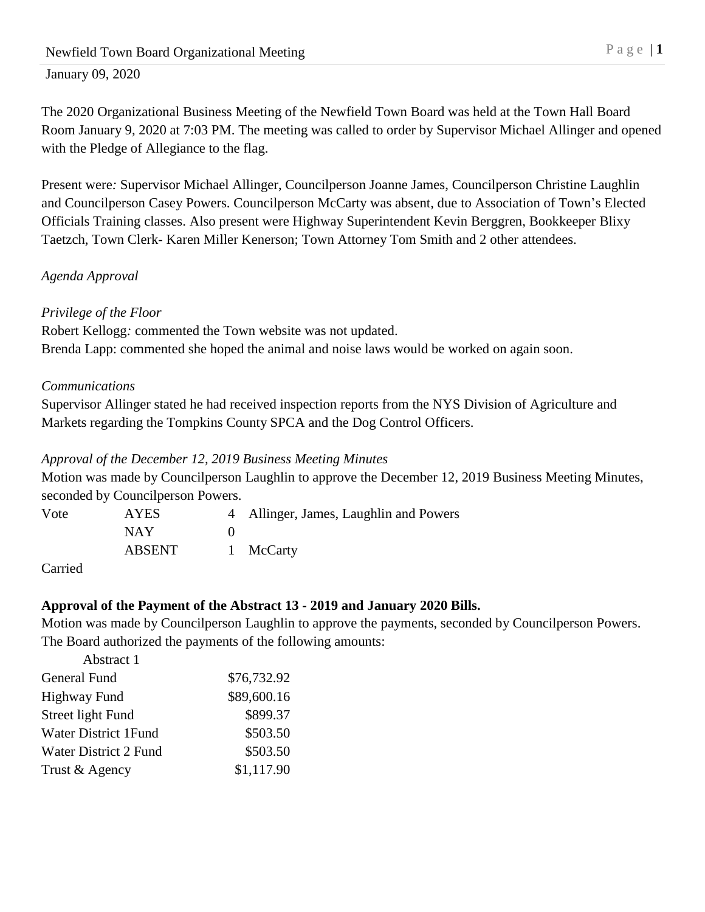January 09, 2020

The 2020 Organizational Business Meeting of the Newfield Town Board was held at the Town Hall Board Room January 9, 2020 at 7:03 PM. The meeting was called to order by Supervisor Michael Allinger and opened with the Pledge of Allegiance to the flag.

Present were*:* Supervisor Michael Allinger, Councilperson Joanne James, Councilperson Christine Laughlin and Councilperson Casey Powers. Councilperson McCarty was absent, due to Association of Town's Elected Officials Training classes. Also present were Highway Superintendent Kevin Berggren, Bookkeeper Blixy Taetzch, Town Clerk- Karen Miller Kenerson; Town Attorney Tom Smith and 2 other attendees.

*Agenda Approval*

*Privilege of the Floor*

Robert Kellogg*:* commented the Town website was not updated.

Brenda Lapp: commented she hoped the animal and noise laws would be worked on again soon.

*Communications*

Supervisor Allinger stated he had received inspection reports from the NYS Division of Agriculture and Markets regarding the Tompkins County SPCA and the Dog Control Officers.

*Approval of the December 12, 2019 Business Meeting Minutes*

Motion was made by Councilperson Laughlin to approve the December 12, 2019 Business Meeting Minutes, seconded by Councilperson Powers.

| Vote | AYES | 4 | Allinger, James, Laughlin and Powers |
|---|---|---|---|
| | NAY | 0 | |
| | ABSENT | 1 | McCarty |

Carried

**Approval of the Payment of the Abstract 13 - 2019 and January 2020 Bills.**

Motion was made by Councilperson Laughlin to approve the payments, seconded by Councilperson Powers. The Board authorized the payments of the following amounts:

| Abstract 1 | |
|---|---|
| General Fund | $76,732.92 |
| Highway Fund | $89,600.16 |
| Street light Fund | $899.37 |
| Water District 1Fund | $503.50 |
| Water District 2 Fund | $503.50 |
| Trust & Agency | $1,117.90 |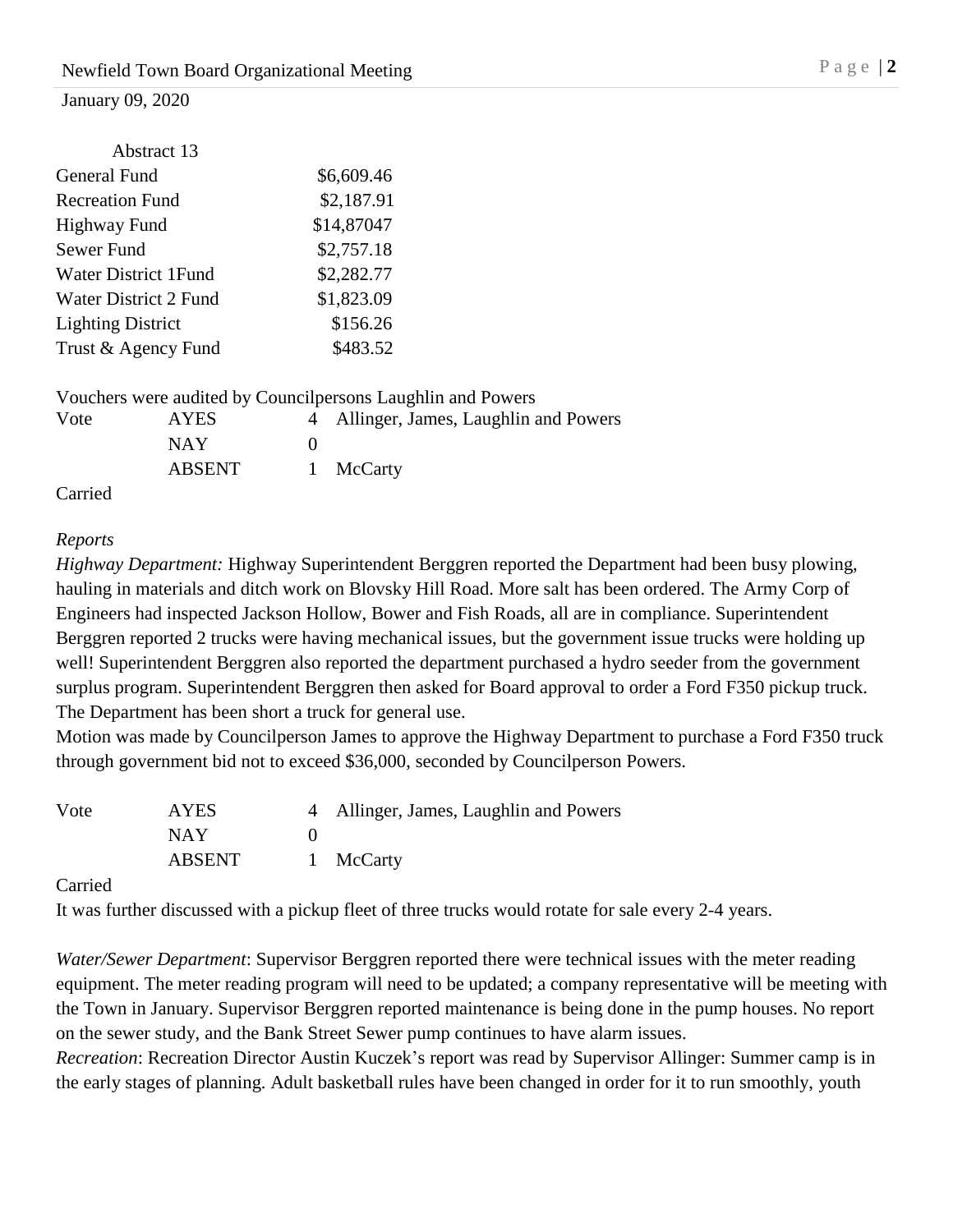| Abstract 13 | |
|---|---|
| General Fund | $6,609.46 |
| Recreation Fund | $2,187.91 |
| Highway Fund | $14,87047 |
| Sewer Fund | $2,757.18 |
| Water District 1Fund | $2,282.77 |
| Water District 2 Fund | $1,823.09 |
| Lighting District | $156.26 |
| Trust & Agency Fund | $483.52 |

Vouchers were audited by Councilpersons Laughlin and Powers

| Vote | AYES | 4 | Allinger, James, Laughlin and Powers |
|---|---|---|---|
| | NAY | 0 | |
| | ABSENT | 1 | McCarty |

Carried

*Reports*

*Highway Department:* Highway Superintendent Berggren reported the Department had been busy plowing, hauling in materials and ditch work on Blovsky Hill Road. More salt has been ordered. The Army Corp of Engineers had inspected Jackson Hollow, Bower and Fish Roads, all are in compliance. Superintendent Berggren reported 2 trucks were having mechanical issues, but the government issue trucks were holding up well! Superintendent Berggren also reported the department purchased a hydro seeder from the government surplus program. Superintendent Berggren then asked for Board approval to order a Ford F350 pickup truck. The Department has been short a truck for general use.

Motion was made by Councilperson James to approve the Highway Department to purchase a Ford F350 truck through government bid not to exceed $36,000, seconded by Councilperson Powers.

| Vote | AYES | 4 | Allinger, James, Laughlin and Powers |
|---|---|---|---|
| | NAY | 0 | |
| | ABSENT | 1 | McCarty |

Carried

It was further discussed with a pickup fleet of three trucks would rotate for sale every 2-4 years.

*Water/Sewer Department*: Supervisor Berggren reported there were technical issues with the meter reading equipment. The meter reading program will need to be updated; a company representative will be meeting with the Town in January. Supervisor Berggren reported maintenance is being done in the pump houses. No report on the sewer study, and the Bank Street Sewer pump continues to have alarm issues.

*Recreation*: Recreation Director Austin Kuczek's report was read by Supervisor Allinger: Summer camp is in the early stages of planning. Adult basketball rules have been changed in order for it to run smoothly, youth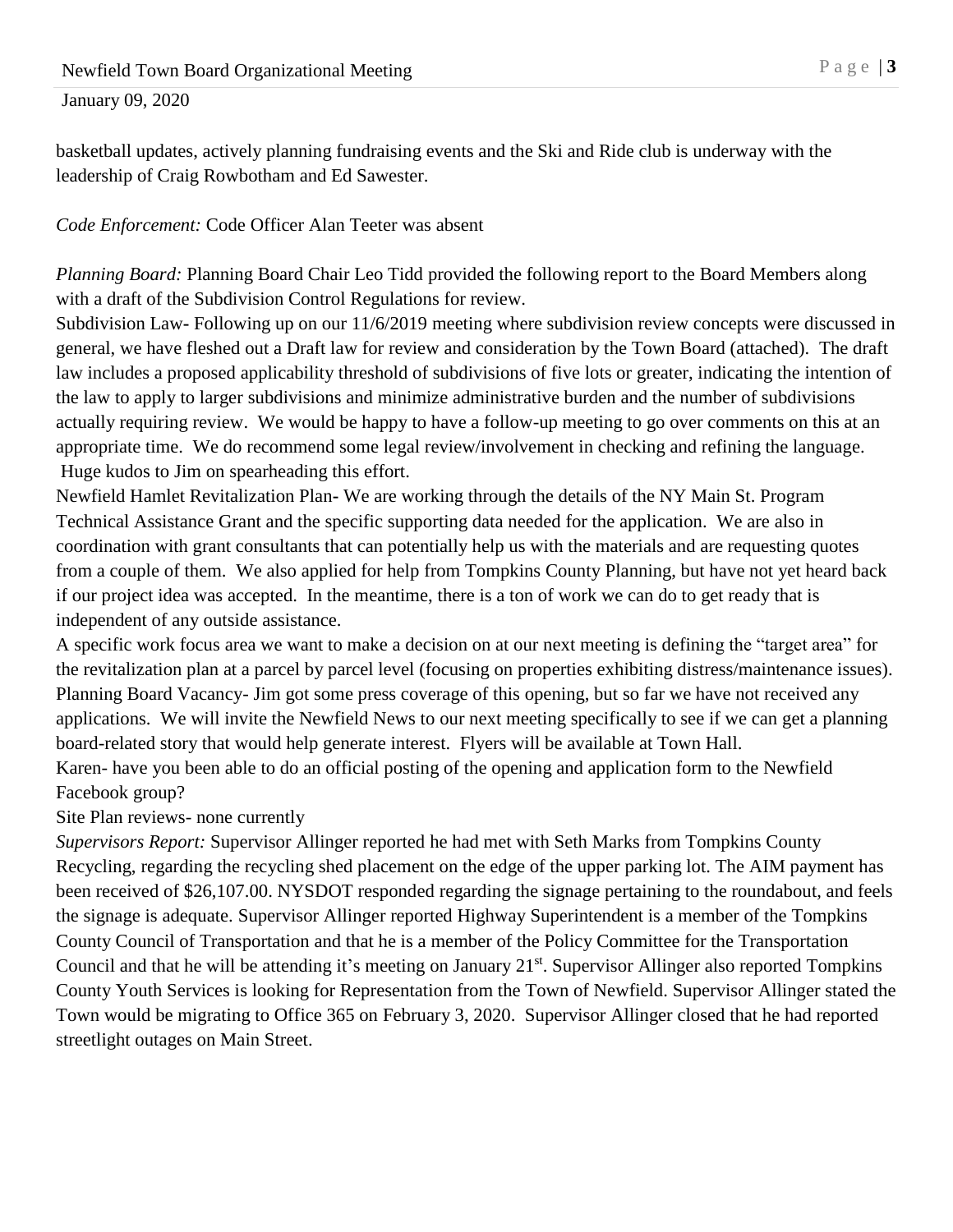basketball updates, actively planning fundraising events and the Ski and Ride club is underway with the leadership of Craig Rowbotham and Ed Sawester.

*Code Enforcement:* Code Officer Alan Teeter was absent

*Planning Board:* Planning Board Chair Leo Tidd provided the following report to the Board Members along with a draft of the Subdivision Control Regulations for review.

Subdivision Law- Following up on our 11/6/2019 meeting where subdivision review concepts were discussed in general, we have fleshed out a Draft law for review and consideration by the Town Board (attached). The draft law includes a proposed applicability threshold of subdivisions of five lots or greater, indicating the intention of the law to apply to larger subdivisions and minimize administrative burden and the number of subdivisions actually requiring review. We would be happy to have a follow-up meeting to go over comments on this at an appropriate time. We do recommend some legal review/involvement in checking and refining the language. Huge kudos to Jim on spearheading this effort.

Newfield Hamlet Revitalization Plan- We are working through the details of the NY Main St. Program Technical Assistance Grant and the specific supporting data needed for the application. We are also in coordination with grant consultants that can potentially help us with the materials and are requesting quotes from a couple of them. We also applied for help from Tompkins County Planning, but have not yet heard back if our project idea was accepted. In the meantime, there is a ton of work we can do to get ready that is independent of any outside assistance.

A specific work focus area we want to make a decision on at our next meeting is defining the "target area" for the revitalization plan at a parcel by parcel level (focusing on properties exhibiting distress/maintenance issues).

Planning Board Vacancy- Jim got some press coverage of this opening, but so far we have not received any applications. We will invite the Newfield News to our next meeting specifically to see if we can get a planning board-related story that would help generate interest. Flyers will be available at Town Hall.

Karen- have you been able to do an official posting of the opening and application form to the Newfield Facebook group?

Site Plan reviews- none currently

*Supervisors Report:* Supervisor Allinger reported he had met with Seth Marks from Tompkins County Recycling, regarding the recycling shed placement on the edge of the upper parking lot. The AIM payment has been received of $26,107.00. NYSDOT responded regarding the signage pertaining to the roundabout, and feels the signage is adequate. Supervisor Allinger reported Highway Superintendent is a member of the Tompkins County Council of Transportation and that he is a member of the Policy Committee for the Transportation Council and that he will be attending it's meeting on January 21st. Supervisor Allinger also reported Tompkins County Youth Services is looking for Representation from the Town of Newfield. Supervisor Allinger stated the Town would be migrating to Office 365 on February 3, 2020. Supervisor Allinger closed that he had reported streetlight outages on Main Street.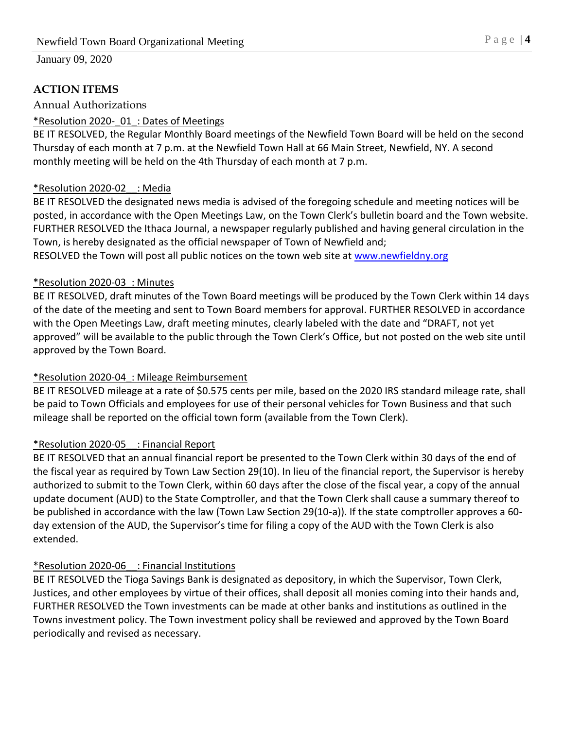## ACTION ITEMS

Annual Authorizations

*Resolution 2020-_01_: Dates of Meetings

BE IT RESOLVED, the Regular Monthly Board meetings of the Newfield Town Board will be held on the second Thursday of each month at 7 p.m. at the Newfield Town Hall at 66 Main Street, Newfield, NY. A second monthly meeting will be held on the 4th Thursday of each month at 7 p.m.

*Resolution 2020-02__: Media

BE IT RESOLVED the designated news media is advised of the foregoing schedule and meeting notices will be posted, in accordance with the Open Meetings Law, on the Town Clerk's bulletin board and the Town website. FURTHER RESOLVED the Ithaca Journal, a newspaper regularly published and having general circulation in the Town, is hereby designated as the official newspaper of Town of Newfield and;

RESOLVED the Town will post all public notices on the town web site at www.newfieldny.org

*Resolution 2020-03_: Minutes

BE IT RESOLVED, draft minutes of the Town Board meetings will be produced by the Town Clerk within 14 days of the date of the meeting and sent to Town Board members for approval. FURTHER RESOLVED in accordance with the Open Meetings Law, draft meeting minutes, clearly labeled with the date and "DRAFT, not yet approved" will be available to the public through the Town Clerk's Office, but not posted on the web site until approved by the Town Board.

*Resolution 2020-04_: Mileage Reimbursement

BE IT RESOLVED mileage at a rate of $0.575 cents per mile, based on the 2020 IRS standard mileage rate, shall be paid to Town Officials and employees for use of their personal vehicles for Town Business and that such mileage shall be reported on the official town form (available from the Town Clerk).

*Resolution 2020-05__: Financial Report

BE IT RESOLVED that an annual financial report be presented to the Town Clerk within 30 days of the end of the fiscal year as required by Town Law Section 29(10). In lieu of the financial report, the Supervisor is hereby authorized to submit to the Town Clerk, within 60 days after the close of the fiscal year, a copy of the annual update document (AUD) to the State Comptroller, and that the Town Clerk shall cause a summary thereof to be published in accordance with the law (Town Law Section 29(10-a)). If the state comptroller approves a 60-day extension of the AUD, the Supervisor's time for filing a copy of the AUD with the Town Clerk is also extended.

*Resolution 2020-06__: Financial Institutions

BE IT RESOLVED the Tioga Savings Bank is designated as depository, in which the Supervisor, Town Clerk, Justices, and other employees by virtue of their offices, shall deposit all monies coming into their hands and, FURTHER RESOLVED the Town investments can be made at other banks and institutions as outlined in the Towns investment policy. The Town investment policy shall be reviewed and approved by the Town Board periodically and revised as necessary.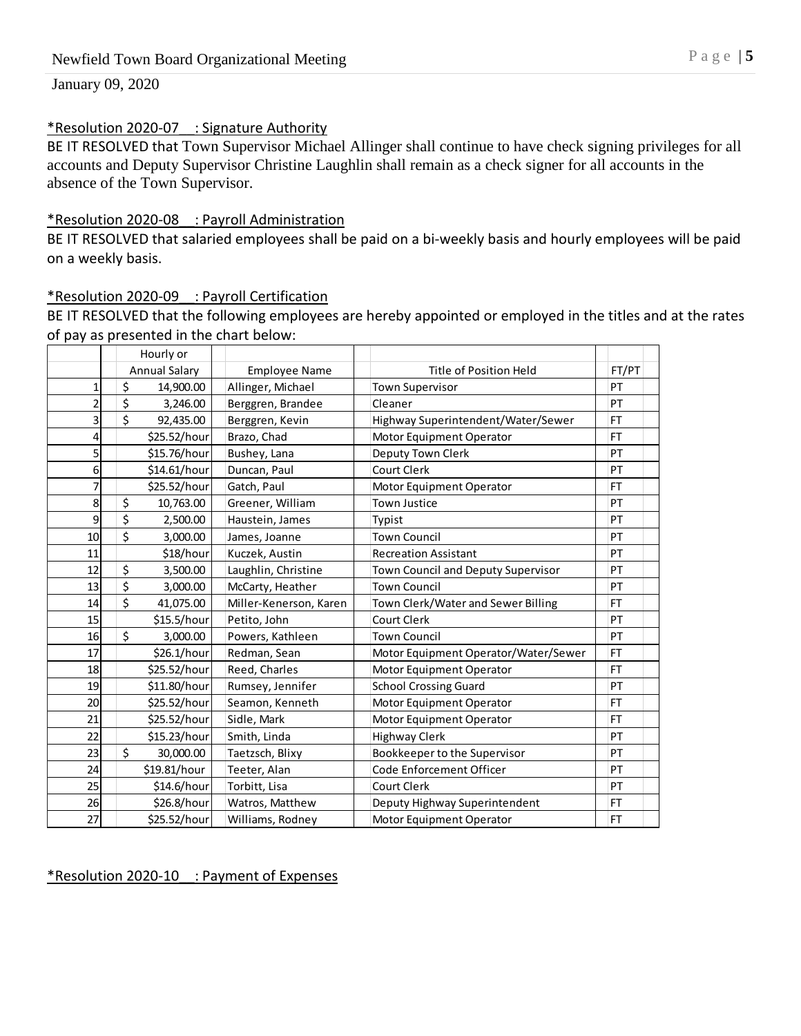*Resolution 2020-07\_\_: Signature Authority

BE IT RESOLVED that Town Supervisor Michael Allinger shall continue to have check signing privileges for all accounts and Deputy Supervisor Christine Laughlin shall remain as a check signer for all accounts in the absence of the Town Supervisor.

*Resolution 2020-08\_\_: Payroll Administration

BE IT RESOLVED that salaried employees shall be paid on a bi-weekly basis and hourly employees will be paid on a weekly basis.

*Resolution 2020-09\_\_: Payroll Certification

BE IT RESOLVED that the following employees are hereby appointed or employed in the titles and at the rates of pay as presented in the chart below:

| | Hourly or Annual Salary | Employee Name | Title of Position Held | FT/PT |
|---|---|---|---|---|
| 1 | $ 14,900.00 | Allinger, Michael | Town Supervisor | PT |
| 2 | $ 3,246.00 | Berggren, Brandee | Cleaner | PT |
| 3 | $ 92,435.00 | Berggren, Kevin | Highway Superintendent/Water/Sewer | FT |
| 4 | $25.52/hour | Brazo, Chad | Motor Equipment Operator | FT |
| 5 | $15.76/hour | Bushey, Lana | Deputy Town Clerk | PT |
| 6 | $14.61/hour | Duncan, Paul | Court Clerk | PT |
| 7 | $25.52/hour | Gatch, Paul | Motor Equipment Operator | FT |
| 8 | $ 10,763.00 | Greener, William | Town Justice | PT |
| 9 | $ 2,500.00 | Haustein, James | Typist | PT |
| 10 | $ 3,000.00 | James, Joanne | Town Council | PT |
| 11 | $18/hour | Kuczek, Austin | Recreation Assistant | PT |
| 12 | $ 3,500.00 | Laughlin, Christine | Town Council and Deputy Supervisor | PT |
| 13 | $ 3,000.00 | McCarty, Heather | Town Council | PT |
| 14 | $ 41,075.00 | Miller-Kenerson, Karen | Town Clerk/Water and Sewer Billing | FT |
| 15 | $15.5/hour | Petito, John | Court Clerk | PT |
| 16 | $ 3,000.00 | Powers, Kathleen | Town Council | PT |
| 17 | $26.1/hour | Redman, Sean | Motor Equipment Operator/Water/Sewer | FT |
| 18 | $25.52/hour | Reed, Charles | Motor Equipment Operator | FT |
| 19 | $11.80/hour | Rumsey, Jennifer | School Crossing Guard | PT |
| 20 | $25.52/hour | Seamon, Kenneth | Motor Equipment Operator | FT |
| 21 | $25.52/hour | Sidle, Mark | Motor Equipment Operator | FT |
| 22 | $15.23/hour | Smith, Linda | Highway Clerk | PT |
| 23 | $ 30,000.00 | Taetzsch, Blixy | Bookkeeper to the Supervisor | PT |
| 24 | $19.81/hour | Teeter, Alan | Code Enforcement Officer | PT |
| 25 | $14.6/hour | Torbitt, Lisa | Court Clerk | PT |
| 26 | $26.8/hour | Watros, Matthew | Deputy Highway Superintendent | FT |
| 27 | $25.52/hour | Williams, Rodney | Motor Equipment Operator | FT |

*Resolution 2020-10\_\_: Payment of Expenses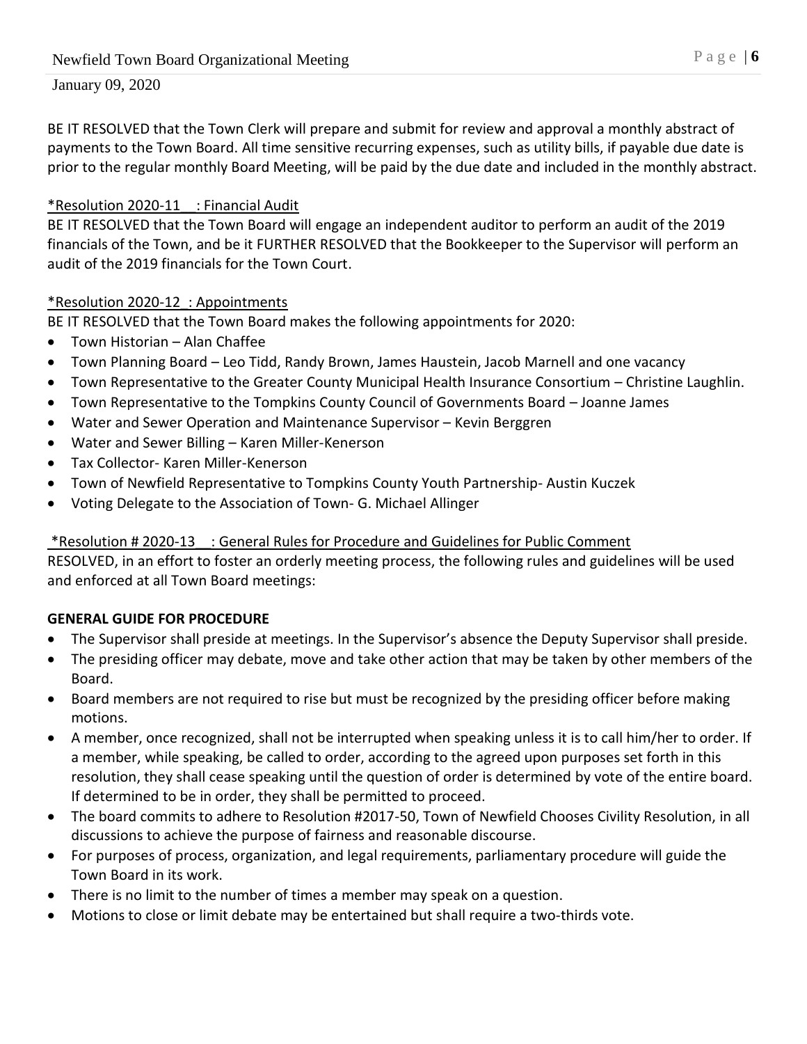BE IT RESOLVED that the Town Clerk will prepare and submit for review and approval a monthly abstract of payments to the Town Board. All time sensitive recurring expenses, such as utility bills, if payable due date is prior to the regular monthly Board Meeting, will be paid by the due date and included in the monthly abstract.

*Resolution 2020-11__: Financial Audit

BE IT RESOLVED that the Town Board will engage an independent auditor to perform an audit of the 2019 financials of the Town, and be it FURTHER RESOLVED that the Bookkeeper to the Supervisor will perform an audit of the 2019 financials for the Town Court.

*Resolution 2020-12_: Appointments

BE IT RESOLVED that the Town Board makes the following appointments for 2020:

- Town Historian – Alan Chaffee
- Town Planning Board – Leo Tidd, Randy Brown, James Haustein, Jacob Marnell and one vacancy
- Town Representative to the Greater County Municipal Health Insurance Consortium – Christine Laughlin.
- Town Representative to the Tompkins County Council of Governments Board – Joanne James
- Water and Sewer Operation and Maintenance Supervisor – Kevin Berggren
- Water and Sewer Billing – Karen Miller-Kenerson
- Tax Collector- Karen Miller-Kenerson
- Town of Newfield Representative to Tompkins County Youth Partnership- Austin Kuczek
- Voting Delegate to the Association of Town- G. Michael Allinger

*Resolution # 2020-13__: General Rules for Procedure and Guidelines for Public Comment

RESOLVED, in an effort to foster an orderly meeting process, the following rules and guidelines will be used and enforced at all Town Board meetings:

**GENERAL GUIDE FOR PROCEDURE**

- The Supervisor shall preside at meetings. In the Supervisor's absence the Deputy Supervisor shall preside.
- The presiding officer may debate, move and take other action that may be taken by other members of the Board.
- Board members are not required to rise but must be recognized by the presiding officer before making motions.
- A member, once recognized, shall not be interrupted when speaking unless it is to call him/her to order. If a member, while speaking, be called to order, according to the agreed upon purposes set forth in this resolution, they shall cease speaking until the question of order is determined by vote of the entire board. If determined to be in order, they shall be permitted to proceed.
- The board commits to adhere to Resolution #2017-50, Town of Newfield Chooses Civility Resolution, in all discussions to achieve the purpose of fairness and reasonable discourse.
- For purposes of process, organization, and legal requirements, parliamentary procedure will guide the Town Board in its work.
- There is no limit to the number of times a member may speak on a question.
- Motions to close or limit debate may be entertained but shall require a two-thirds vote.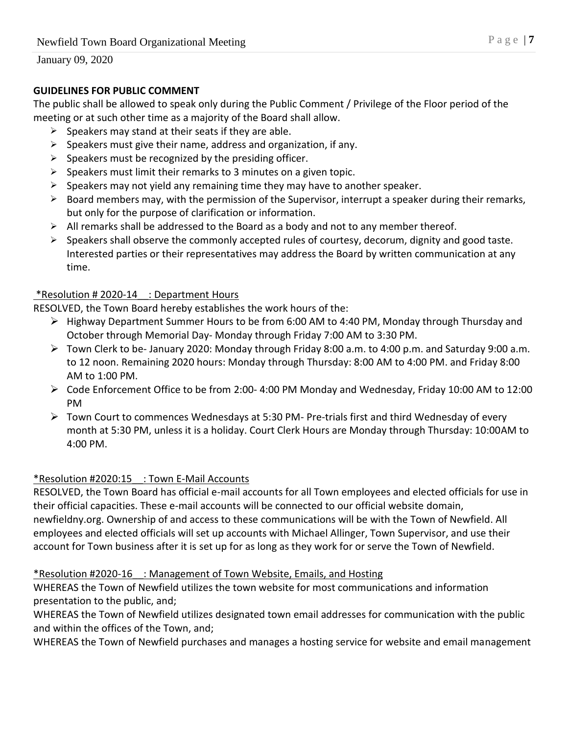## GUIDELINES FOR PUBLIC COMMENT

The public shall be allowed to speak only during the Public Comment / Privilege of the Floor period of the meeting or at such other time as a majority of the Board shall allow.

- Speakers may stand at their seats if they are able.
- Speakers must give their name, address and organization, if any.
- Speakers must be recognized by the presiding officer.
- Speakers must limit their remarks to 3 minutes on a given topic.
- Speakers may not yield any remaining time they may have to another speaker.
- Board members may, with the permission of the Supervisor, interrupt a speaker during their remarks, but only for the purpose of clarification or information.
- All remarks shall be addressed to the Board as a body and not to any member thereof.
- Speakers shall observe the commonly accepted rules of courtesy, decorum, dignity and good taste. Interested parties or their representatives may address the Board by written communication at any time.

*Resolution # 2020-14__: Department Hours

RESOLVED, the Town Board hereby establishes the work hours of the:

- Highway Department Summer Hours to be from 6:00 AM to 4:40 PM, Monday through Thursday and October through Memorial Day- Monday through Friday 7:00 AM to 3:30 PM.
- Town Clerk to be- January 2020: Monday through Friday 8:00 a.m. to 4:00 p.m. and Saturday 9:00 a.m. to 12 noon. Remaining 2020 hours: Monday through Thursday: 8:00 AM to 4:00 PM. and Friday 8:00 AM to 1:00 PM.
- Code Enforcement Office to be from 2:00- 4:00 PM Monday and Wednesday, Friday 10:00 AM to 12:00 PM
- Town Court to commences Wednesdays at 5:30 PM- Pre-trials first and third Wednesday of every month at 5:30 PM, unless it is a holiday. Court Clerk Hours are Monday through Thursday: 10:00AM to 4:00 PM.

*Resolution #2020:15__: Town E-Mail Accounts

RESOLVED, the Town Board has official e-mail accounts for all Town employees and elected officials for use in their official capacities. These e-mail accounts will be connected to our official website domain, newfieldny.org. Ownership of and access to these communications will be with the Town of Newfield. All employees and elected officials will set up accounts with Michael Allinger, Town Supervisor, and use their account for Town business after it is set up for as long as they work for or serve the Town of Newfield.

*Resolution #2020-16__: Management of Town Website, Emails, and Hosting

WHEREAS the Town of Newfield utilizes the town website for most communications and information presentation to the public, and;

WHEREAS the Town of Newfield utilizes designated town email addresses for communication with the public and within the offices of the Town, and;

WHEREAS the Town of Newfield purchases and manages a hosting service for website and email management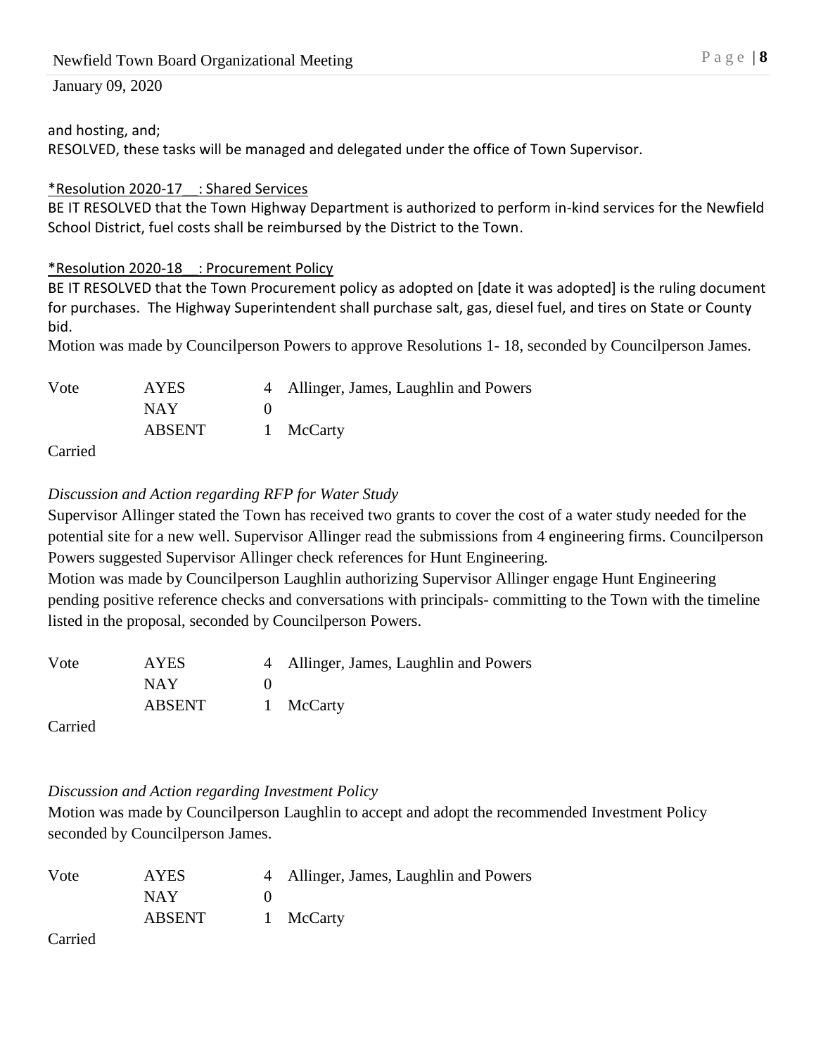and hosting, and;
RESOLVED, these tasks will be managed and delegated under the office of Town Supervisor.

*Resolution 2020-17 : Shared Services*

BE IT RESOLVED that the Town Highway Department is authorized to perform in-kind services for the Newfield School District, fuel costs shall be reimbursed by the District to the Town.

*Resolution 2020-18 : Procurement Policy*

BE IT RESOLVED that the Town Procurement policy as adopted on [date it was adopted] is the ruling document for purchases. The Highway Superintendent shall purchase salt, gas, diesel fuel, and tires on State or County bid.

Motion was made by Councilperson Powers to approve Resolutions 1- 18, seconded by Councilperson James.

| Vote | AYES | 4 | Allinger, James, Laughlin and Powers |
|---|---|---|---|
| | NAY | 0 | |
| | ABSENT | 1 | McCarty |

Carried

*Discussion and Action regarding RFP for Water Study*

Supervisor Allinger stated the Town has received two grants to cover the cost of a water study needed for the potential site for a new well. Supervisor Allinger read the submissions from 4 engineering firms. Councilperson Powers suggested Supervisor Allinger check references for Hunt Engineering.

Motion was made by Councilperson Laughlin authorizing Supervisor Allinger engage Hunt Engineering pending positive reference checks and conversations with principals- committing to the Town with the timeline listed in the proposal, seconded by Councilperson Powers.

| Vote | AYES | 4 | Allinger, James, Laughlin and Powers |
|---|---|---|---|
| | NAY | 0 | |
| | ABSENT | 1 | McCarty |

Carried

*Discussion and Action regarding Investment Policy*

Motion was made by Councilperson Laughlin to accept and adopt the recommended Investment Policy seconded by Councilperson James.

| Vote | AYES | 4 | Allinger, James, Laughlin and Powers |
|---|---|---|---|
| | NAY | 0 | |
| | ABSENT | 1 | McCarty |

Carried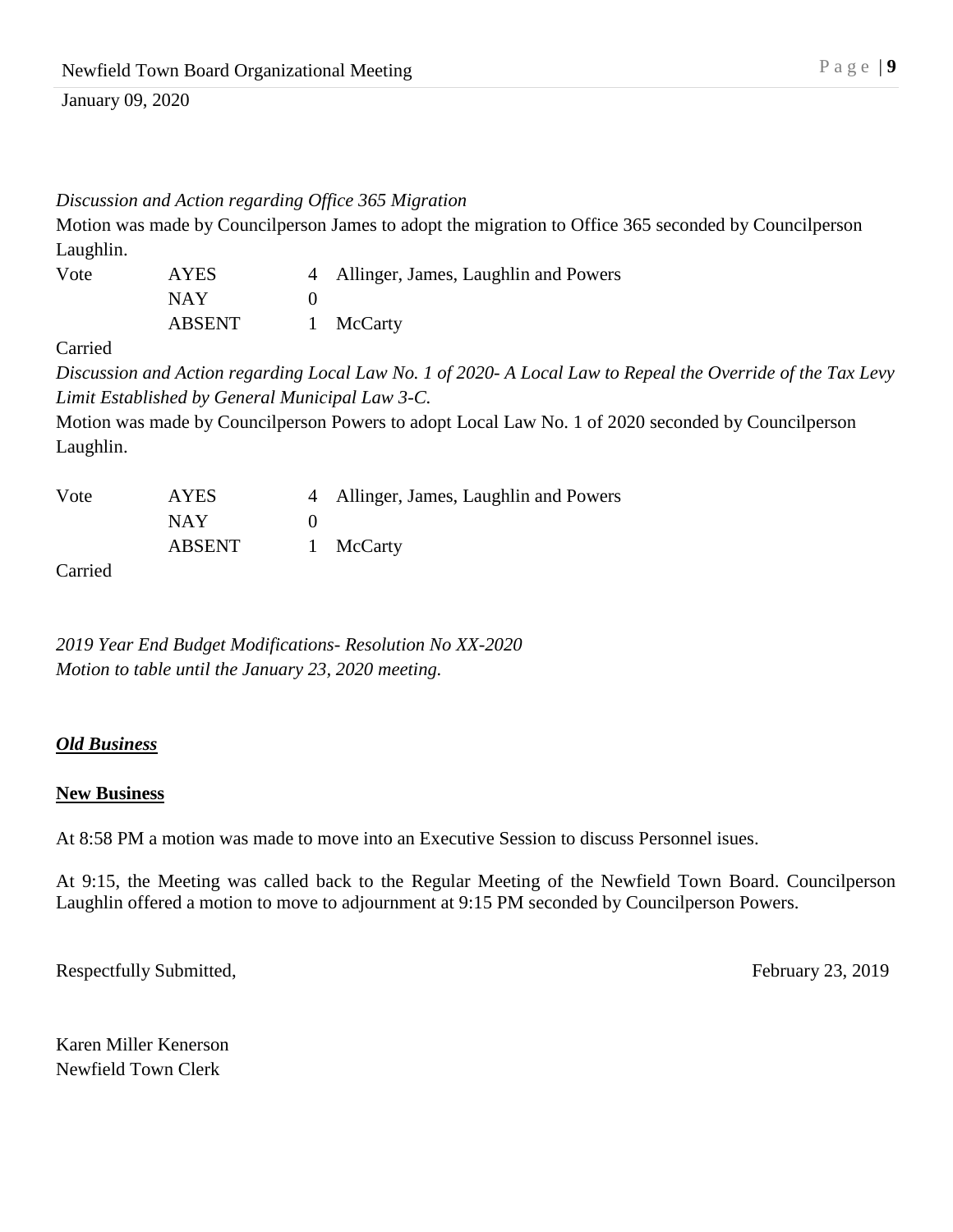*Discussion and Action regarding Office 365 Migration*

Motion was made by Councilperson James to adopt the migration to Office 365 seconded by Councilperson Laughlin.

| | | | |
|---|---|---|---|
| Vote | AYES | 4 | Allinger, James, Laughlin and Powers |
| | NAY | 0 | |
| | ABSENT | 1 | McCarty |

Carried

*Discussion and Action regarding Local Law No. 1 of 2020- A Local Law to Repeal the Override of the Tax Levy Limit Established by General Municipal Law 3-C.*

Motion was made by Councilperson Powers to adopt Local Law No. 1 of 2020 seconded by Councilperson Laughlin.

| | | | |
|---|---|---|---|
| Vote | AYES | 4 | Allinger, James, Laughlin and Powers |
| | NAY | 0 | |
| | ABSENT | 1 | McCarty |

Carried

*2019 Year End Budget Modifications- Resolution No XX-2020*
*Motion to table until the January 23, 2020 meeting.*

***Old Business***

**New Business**

At 8:58 PM a motion was made to move into an Executive Session to discuss Personnel isues.

At 9:15, the Meeting was called back to the Regular Meeting of the Newfield Town Board. Councilperson Laughlin offered a motion to move to adjournment at 9:15 PM seconded by Councilperson Powers.

Respectfully Submitted, February 23, 2019

Karen Miller Kenerson
Newfield Town Clerk